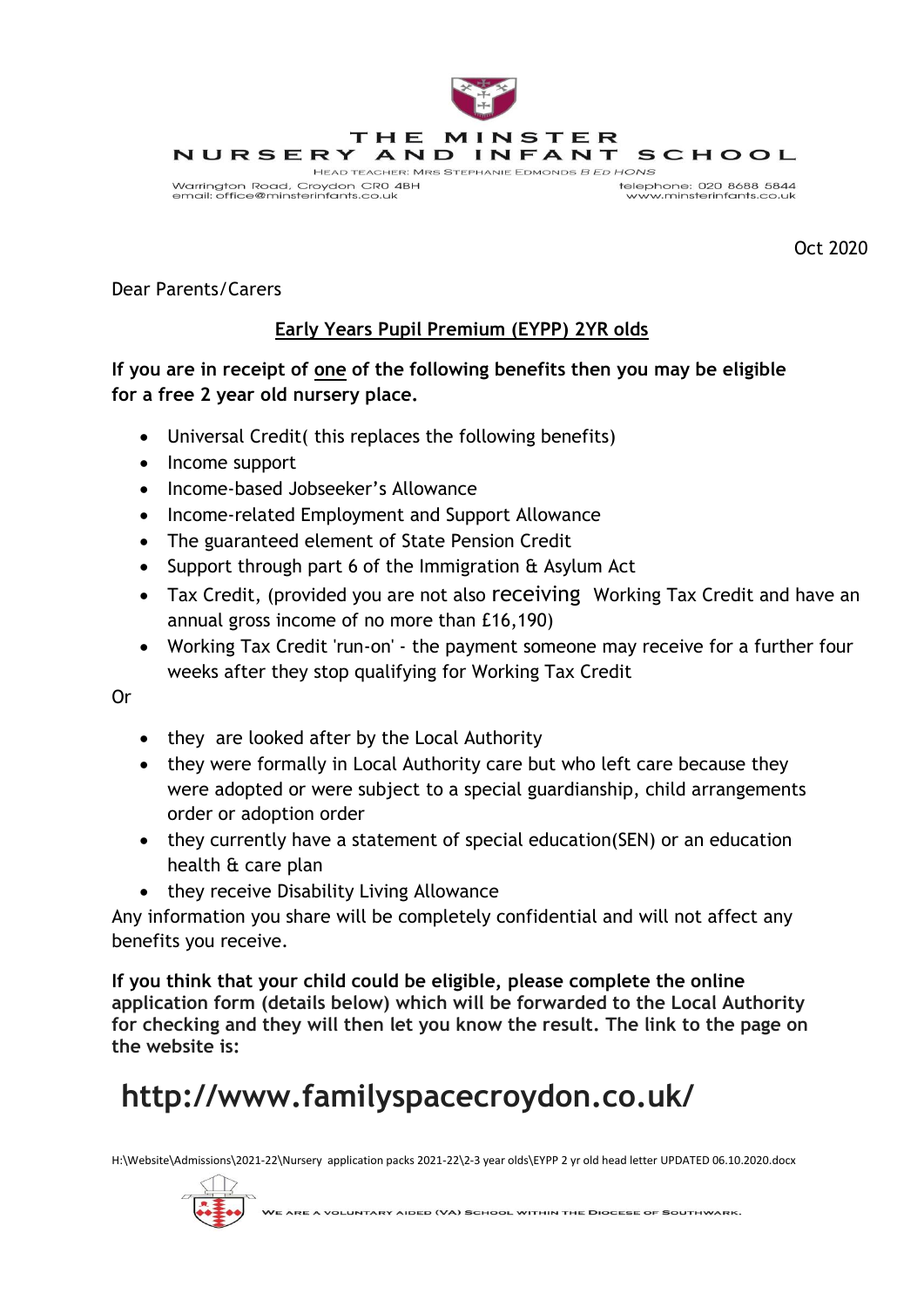# THE MINSTER NURSERY AND INFANT SCHOOL

HEAD TEACHER: MRS STEPHANIE EDMONDS B ED HONS

Warrington Road, Croydon CR0 4BH
email: office@minsterinfants.co.uk

telephone: 020 8688 5844
www.minsterinfants.co.uk

Oct 2020

Dear Parents/Carers

## Early Years Pupil Premium (EYPP) 2YR olds

**If you are in receipt of one of the following benefits then you may be eligible for a free 2 year old nursery place.**

- Universal Credit( this replaces the following benefits)
- Income support
- Income-based Jobseeker's Allowance
- Income-related Employment and Support Allowance
- The guaranteed element of State Pension Credit
- Support through part 6 of the Immigration & Asylum Act
- Tax Credit, (provided you are not also receiving Working Tax Credit and have an annual gross income of no more than £16,190)
- Working Tax Credit 'run-on' - the payment someone may receive for a further four weeks after they stop qualifying for Working Tax Credit

Or

- they are looked after by the Local Authority
- they were formally in Local Authority care but who left care because they were adopted or were subject to a special guardianship, child arrangements order or adoption order
- they currently have a statement of special education(SEN) or an education health & care plan
- they receive Disability Living Allowance

Any information you share will be completely confidential and will not affect any benefits you receive.

**If you think that your child could be eligible, please complete the online application form (details below) which will be forwarded to the Local Authority for checking and they will then let you know the result. The link to the page on the website is:**

## http://www.familyspacecroydon.co.uk/

H:\Website\Admissions\2021-22\Nursery application packs 2021-22\2-3 year olds\EYPP 2 yr old head letter UPDATED 06.10.2020.docx

WE ARE A VOLUNTARY AIDED (VA) SCHOOL WITHIN THE DIOCESE OF SOUTHWARK.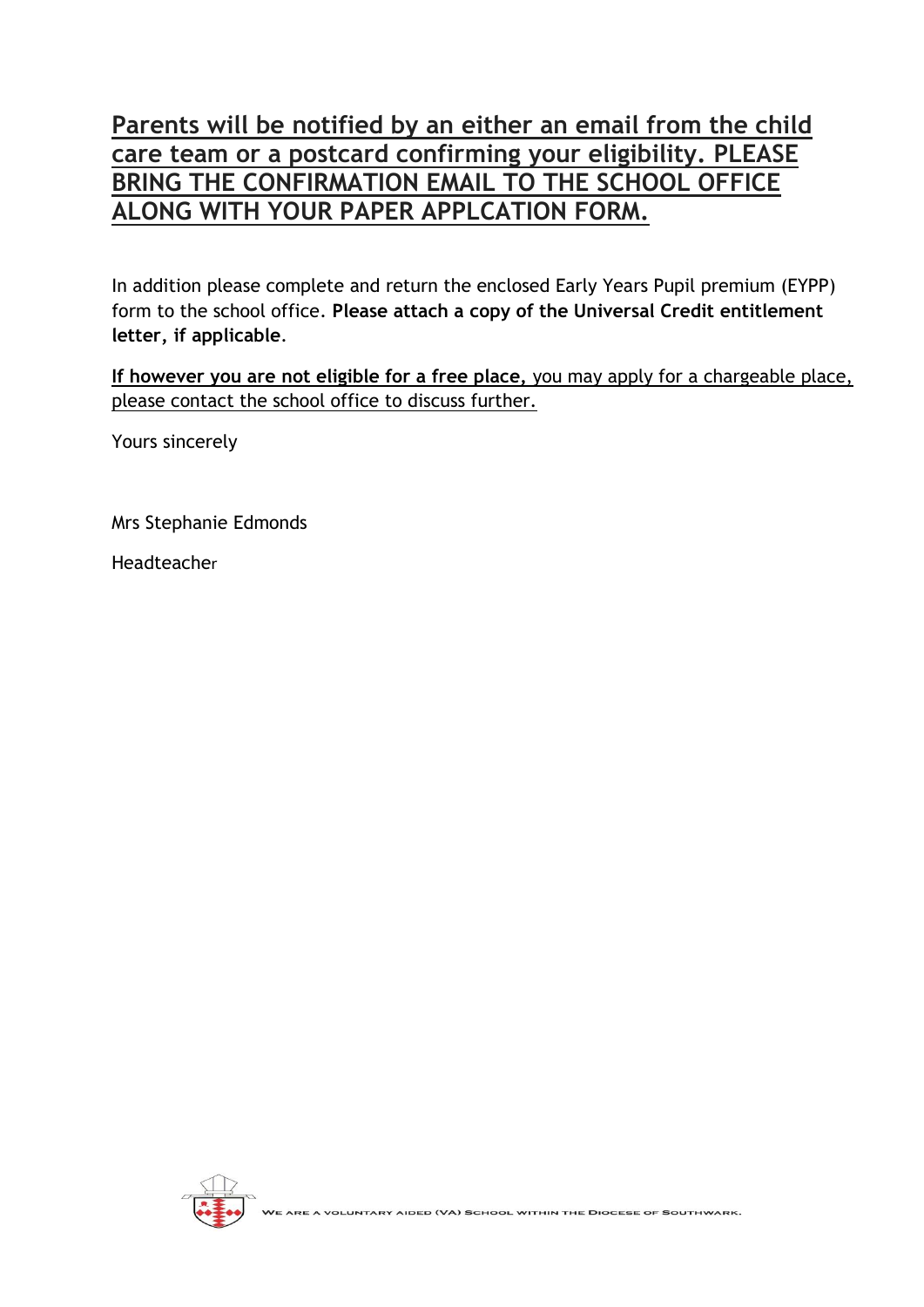**Parents will be notified by an either an email from the child care team or a postcard confirming your eligibility. PLEASE BRING THE CONFIRMATION EMAIL TO THE SCHOOL OFFICE ALONG WITH YOUR PAPER APPLCATION FORM.**

In addition please complete and return the enclosed Early Years Pupil premium (EYPP) form to the school office. **Please attach a copy of the Universal Credit entitlement letter, if applicable**.

**If however you are not eligible for a free place,** you may apply for a chargeable place, please contact the school office to discuss further.

Yours sincerely

Mrs Stephanie Edmonds

Headteacher